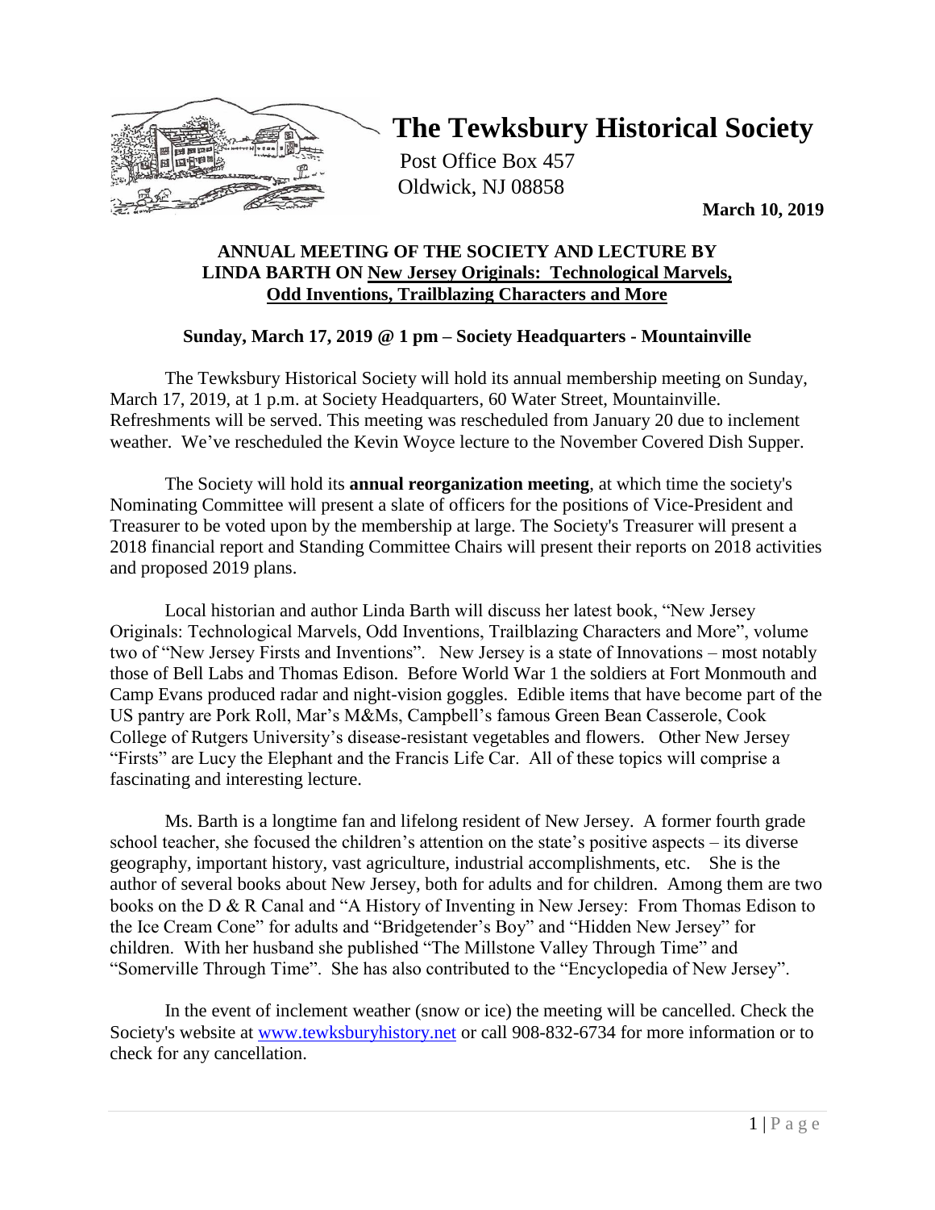# The Tewksbury Historical Society

Post Office Box 457
Oldwick, NJ 08858

**March 10, 2019**

**ANNUAL MEETING OF THE SOCIETY AND LECTURE BY LINDA BARTH ON New Jersey Originals: Technological Marvels, Odd Inventions, Trailblazing Characters and More**

**Sunday, March 17, 2019 @ 1 pm – Society Headquarters - Mountainville**

The Tewksbury Historical Society will hold its annual membership meeting on Sunday, March 17, 2019, at 1 p.m. at Society Headquarters, 60 Water Street, Mountainville. Refreshments will be served. This meeting was rescheduled from January 20 due to inclement weather. We've rescheduled the Kevin Woyce lecture to the November Covered Dish Supper.

The Society will hold its **annual reorganization meeting**, at which time the society's Nominating Committee will present a slate of officers for the positions of Vice-President and Treasurer to be voted upon by the membership at large. The Society's Treasurer will present a 2018 financial report and Standing Committee Chairs will present their reports on 2018 activities and proposed 2019 plans.

Local historian and author Linda Barth will discuss her latest book, "New Jersey Originals: Technological Marvels, Odd Inventions, Trailblazing Characters and More", volume two of "New Jersey Firsts and Inventions". New Jersey is a state of Innovations – most notably those of Bell Labs and Thomas Edison. Before World War 1 the soldiers at Fort Monmouth and Camp Evans produced radar and night-vision goggles. Edible items that have become part of the US pantry are Pork Roll, Mar's M&Ms, Campbell's famous Green Bean Casserole, Cook College of Rutgers University's disease-resistant vegetables and flowers. Other New Jersey "Firsts" are Lucy the Elephant and the Francis Life Car. All of these topics will comprise a fascinating and interesting lecture.

Ms. Barth is a longtime fan and lifelong resident of New Jersey. A former fourth grade school teacher, she focused the children's attention on the state's positive aspects – its diverse geography, important history, vast agriculture, industrial accomplishments, etc. She is the author of several books about New Jersey, both for adults and for children. Among them are two books on the D & R Canal and "A History of Inventing in New Jersey: From Thomas Edison to the Ice Cream Cone" for adults and "Bridgetender's Boy" and "Hidden New Jersey" for children. With her husband she published "The Millstone Valley Through Time" and "Somerville Through Time". She has also contributed to the "Encyclopedia of New Jersey".

In the event of inclement weather (snow or ice) the meeting will be cancelled. Check the Society's website at www.tewksburyhistory.net or call 908-832-6734 for more information or to check for any cancellation.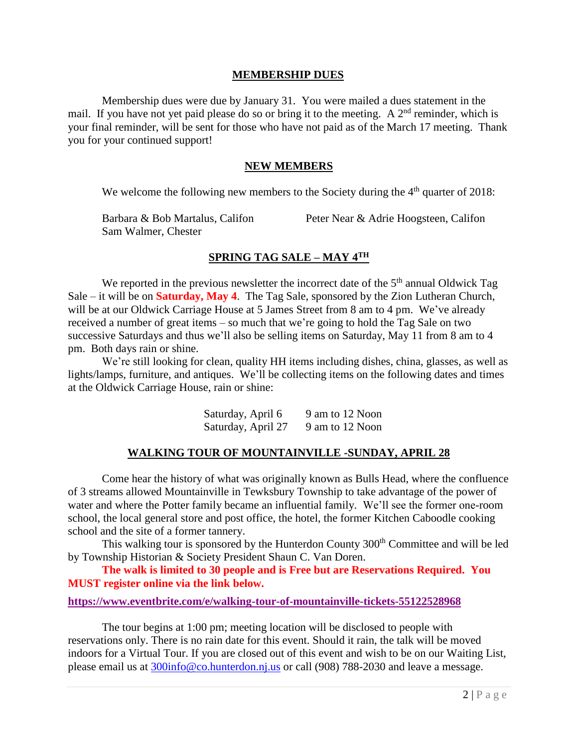## MEMBERSHIP DUES

Membership dues were due by January 31. You were mailed a dues statement in the mail. If you have not yet paid please do so or bring it to the meeting. A 2nd reminder, which is your final reminder, will be sent for those who have not paid as of the March 17 meeting. Thank you for your continued support!

## NEW MEMBERS

We welcome the following new members to the Society during the 4th quarter of 2018:

Barbara & Bob Martalus, Califon
Peter Near & Adrie Hoogsteen, Califon
Sam Walmer, Chester

## SPRING TAG SALE – MAY 4TH

We reported in the previous newsletter the incorrect date of the 5th annual Oldwick Tag Sale – it will be on **Saturday, May 4**. The Tag Sale, sponsored by the Zion Lutheran Church, will be at our Oldwick Carriage House at 5 James Street from 8 am to 4 pm. We've already received a number of great items – so much that we're going to hold the Tag Sale on two successive Saturdays and thus we'll also be selling items on Saturday, May 11 from 8 am to 4 pm. Both days rain or shine.

We're still looking for clean, quality HH items including dishes, china, glasses, as well as lights/lamps, furniture, and antiques. We'll be collecting items on the following dates and times at the Oldwick Carriage House, rain or shine:

| | |
|---|---|
| Saturday, April 6 | 9 am to 12 Noon |
| Saturday, April 27 | 9 am to 12 Noon |

## WALKING TOUR OF MOUNTAINVILLE -SUNDAY, APRIL 28

Come hear the history of what was originally known as Bulls Head, where the confluence of 3 streams allowed Mountainville in Tewksbury Township to take advantage of the power of water and where the Potter family became an influential family. We'll see the former one-room school, the local general store and post office, the hotel, the former Kitchen Caboodle cooking school and the site of a former tannery.

This walking tour is sponsored by the Hunterdon County 300th Committee and will be led by Township Historian & Society President Shaun C. Van Doren.

**The walk is limited to 30 people and is Free but are Reservations Required. You MUST register online via the link below.**

**https://www.eventbrite.com/e/walking-tour-of-mountainville-tickets-55122528968**

The tour begins at 1:00 pm; meeting location will be disclosed to people with reservations only. There is no rain date for this event. Should it rain, the talk will be moved indoors for a Virtual Tour. If you are closed out of this event and wish to be on our Waiting List, please email us at 300info@co.hunterdon.nj.us or call (908) 788-2030 and leave a message.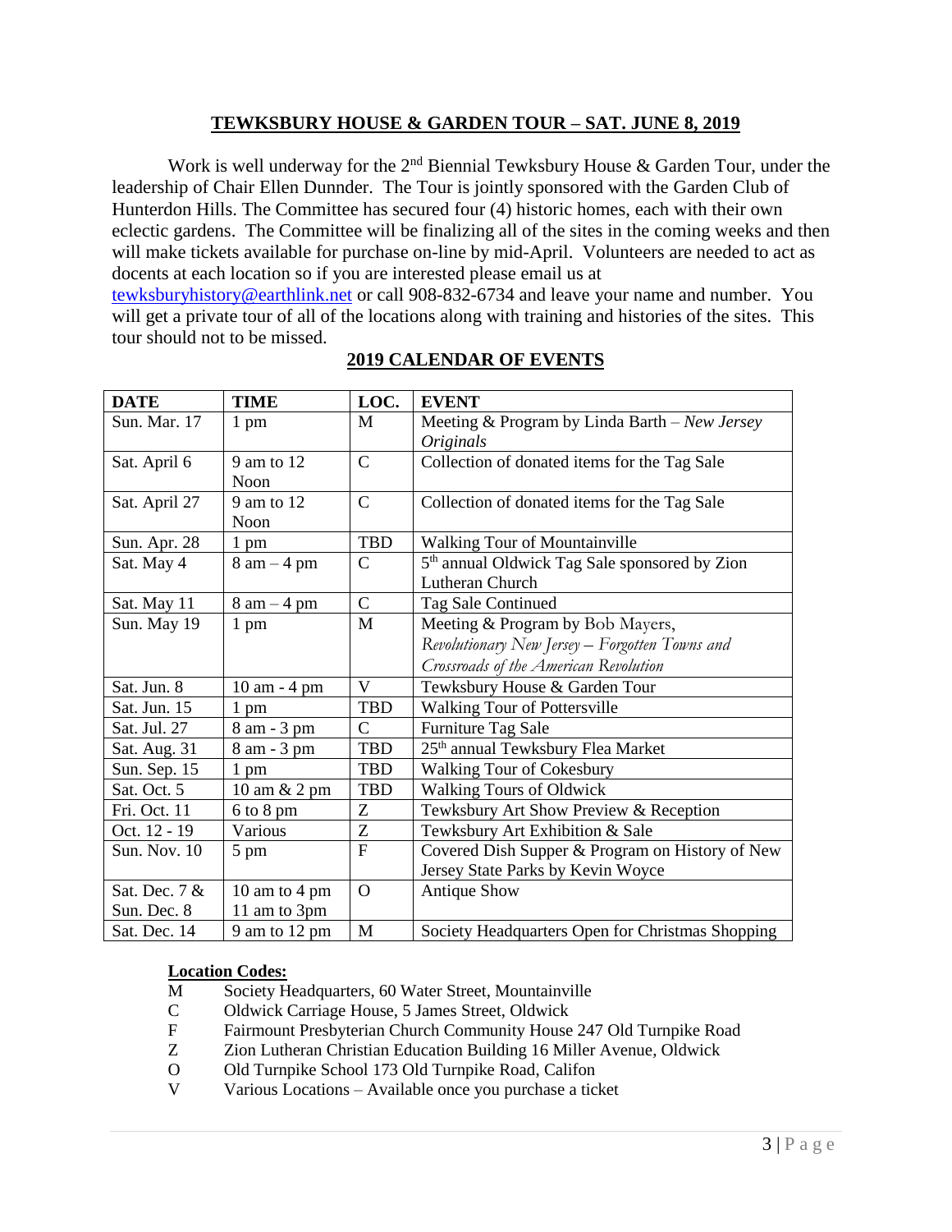## TEWKSBURY HOUSE & GARDEN TOUR – SAT. JUNE 8, 2019

Work is well underway for the 2nd Biennial Tewksbury House & Garden Tour, under the leadership of Chair Ellen Dunnder. The Tour is jointly sponsored with the Garden Club of Hunterdon Hills. The Committee has secured four (4) historic homes, each with their own eclectic gardens. The Committee will be finalizing all of the sites in the coming weeks and then will make tickets available for purchase on-line by mid-April. Volunteers are needed to act as docents at each location so if you are interested please email us at tewksburyhistory@earthlink.net or call 908-832-6734 and leave your name and number. You will get a private tour of all of the locations along with training and histories of the sites. This tour should not to be missed.

## 2019 CALENDAR OF EVENTS

| DATE | TIME | LOC. | EVENT |
|---|---|---|---|
| Sun. Mar. 17 | 1 pm | M | Meeting & Program by Linda Barth – *New Jersey Originals* |
| Sat. April 6 | 9 am to 12 Noon | C | Collection of donated items for the Tag Sale |
| Sat. April 27 | 9 am to 12 Noon | C | Collection of donated items for the Tag Sale |
| Sun. Apr. 28 | 1 pm | TBD | Walking Tour of Mountainville |
| Sat. May 4 | 8 am – 4 pm | C | 5th annual Oldwick Tag Sale sponsored by Zion Lutheran Church |
| Sat. May 11 | 8 am – 4 pm | C | Tag Sale Continued |
| Sun. May 19 | 1 pm | M | Meeting & Program by Bob Mayers, *Revolutionary New Jersey – Forgotten Towns and Crossroads of the American Revolution* |
| Sat. Jun. 8 | 10 am - 4 pm | V | Tewksbury House & Garden Tour |
| Sat. Jun. 15 | 1 pm | TBD | Walking Tour of Pottersville |
| Sat. Jul. 27 | 8 am - 3 pm | C | Furniture Tag Sale |
| Sat. Aug. 31 | 8 am - 3 pm | TBD | 25th annual Tewksbury Flea Market |
| Sun. Sep. 15 | 1 pm | TBD | Walking Tour of Cokesbury |
| Sat. Oct. 5 | 10 am & 2 pm | TBD | Walking Tours of Oldwick |
| Fri. Oct. 11 | 6 to 8 pm | Z | Tewksbury Art Show Preview & Reception |
| Oct. 12 - 19 | Various | Z | Tewksbury Art Exhibition & Sale |
| Sun. Nov. 10 | 5 pm | F | Covered Dish Supper & Program on History of New Jersey State Parks by Kevin Woyce |
| Sat. Dec. 7 & Sun. Dec. 8 | 10 am to 4 pm 11 am to 3pm | O | Antique Show |
| Sat. Dec. 14 | 9 am to 12 pm | M | Society Headquarters Open for Christmas Shopping |

**Location Codes:**

M Society Headquarters, 60 Water Street, Mountainville
C Oldwick Carriage House, 5 James Street, Oldwick
F Fairmount Presbyterian Church Community House 247 Old Turnpike Road
Z Zion Lutheran Christian Education Building 16 Miller Avenue, Oldwick
O Old Turnpike School 173 Old Turnpike Road, Califon
V Various Locations – Available once you purchase a ticket